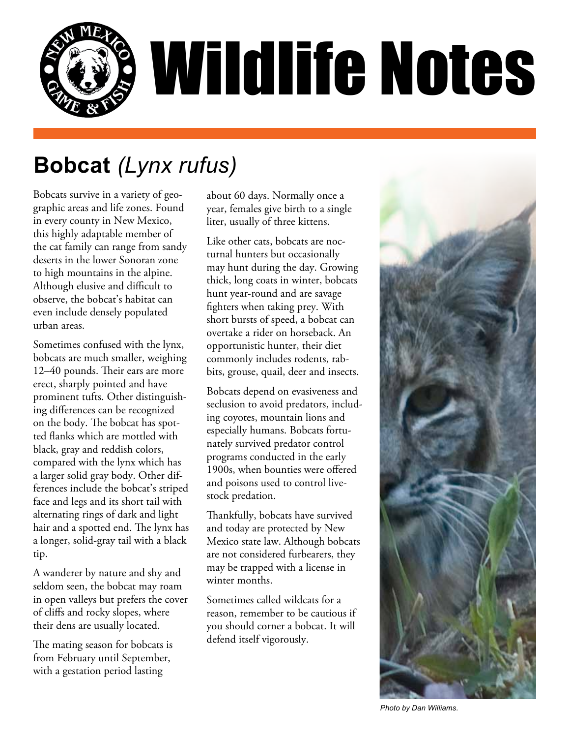# Wildlife Notes

## Bobcat *(Lynx rufus)*

Bobcats survive in a variety of geographic areas and life zones. Found in every county in New Mexico, this highly adaptable member of the cat family can range from sandy deserts in the lower Sonoran zone to high mountains in the alpine. Although elusive and difficult to observe, the bobcat's habitat can even include densely populated urban areas.

Sometimes confused with the lynx, bobcats are much smaller, weighing 12–40 pounds. Their ears are more erect, sharply pointed and have prominent tufts. Other distinguishing differences can be recognized on the body. The bobcat has spotted flanks which are mottled with black, gray and reddish colors, compared with the lynx which has a larger solid gray body. Other differences include the bobcat's striped face and legs and its short tail with alternating rings of dark and light hair and a spotted end. The lynx has a longer, solid-gray tail with a black tip.

A wanderer by nature and shy and seldom seen, the bobcat may roam in open valleys but prefers the cover of cliffs and rocky slopes, where their dens are usually located.

The mating season for bobcats is from February until September, with a gestation period lasting about 60 days. Normally once a year, females give birth to a single liter, usually of three kittens.

Like other cats, bobcats are nocturnal hunters but occasionally may hunt during the day. Growing thick, long coats in winter, bobcats hunt year-round and are savage fighters when taking prey. With short bursts of speed, a bobcat can overtake a rider on horseback. An opportunistic hunter, their diet commonly includes rodents, rabbits, grouse, quail, deer and insects.

Bobcats depend on evasiveness and seclusion to avoid predators, including coyotes, mountain lions and especially humans. Bobcats fortunately survived predator control programs conducted in the early 1900s, when bounties were offered and poisons used to control livestock predation.

Thankfully, bobcats have survived and today are protected by New Mexico state law. Although bobcats are not considered furbearers, they may be trapped with a license in winter months.

Sometimes called wildcats for a reason, remember to be cautious if you should corner a bobcat. It will defend itself vigorously.

*Photo by Dan Williams.*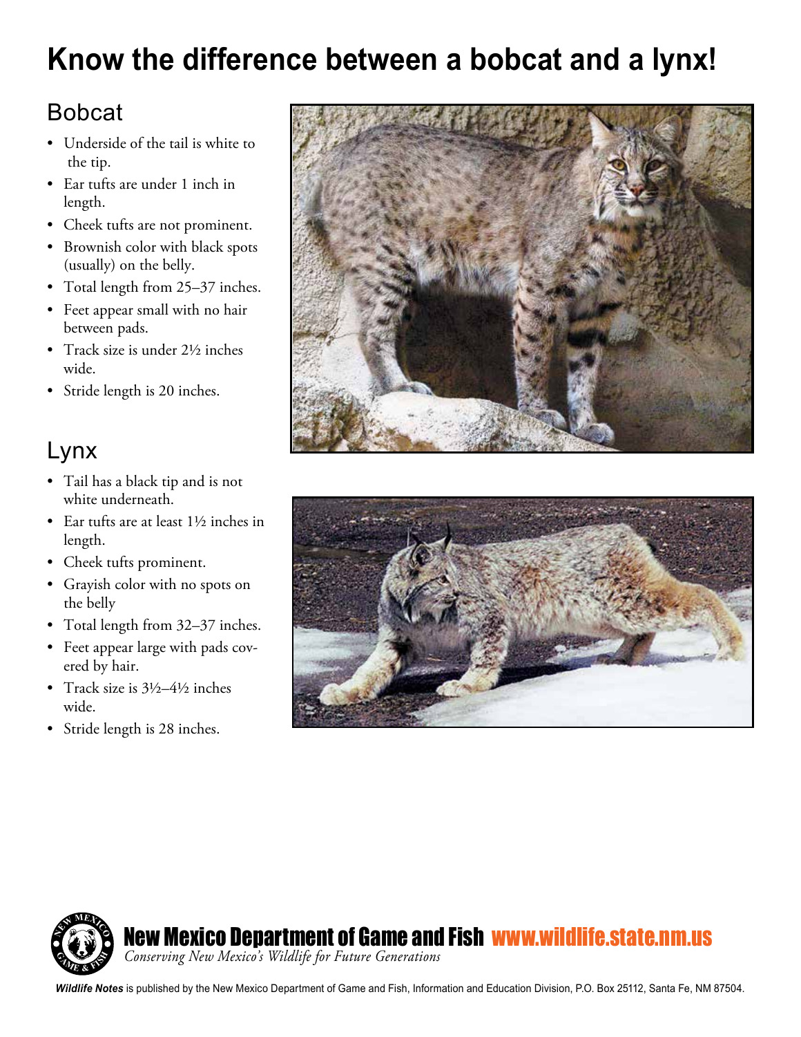# Know the difference between a bobcat and a lynx!

## Bobcat

- Underside of the tail is white to the tip.
- Ear tufts are under 1 inch in length.
- Cheek tufts are not prominent.
- Brownish color with black spots (usually) on the belly.
- Total length from 25–37 inches.
- Feet appear small with no hair between pads.
- Track size is under 2½ inches wide.
- Stride length is 20 inches.

## Lynx

- Tail has a black tip and is not white underneath.
- Ear tufts are at least 1½ inches in length.
- Cheek tufts prominent.
- Grayish color with no spots on the belly
- Total length from 32–37 inches.
- Feet appear large with pads covered by hair.
- Track size is 3½–4½ inches wide.
- Stride length is 28 inches.

**New Mexico Department of Game and Fish** www.wildlife.state.nm.us

*Conserving New Mexico's Wildlife for Future Generations*

***Wildlife Notes*** is published by the New Mexico Department of Game and Fish, Information and Education Division, P.O. Box 25112, Santa Fe, NM 87504.